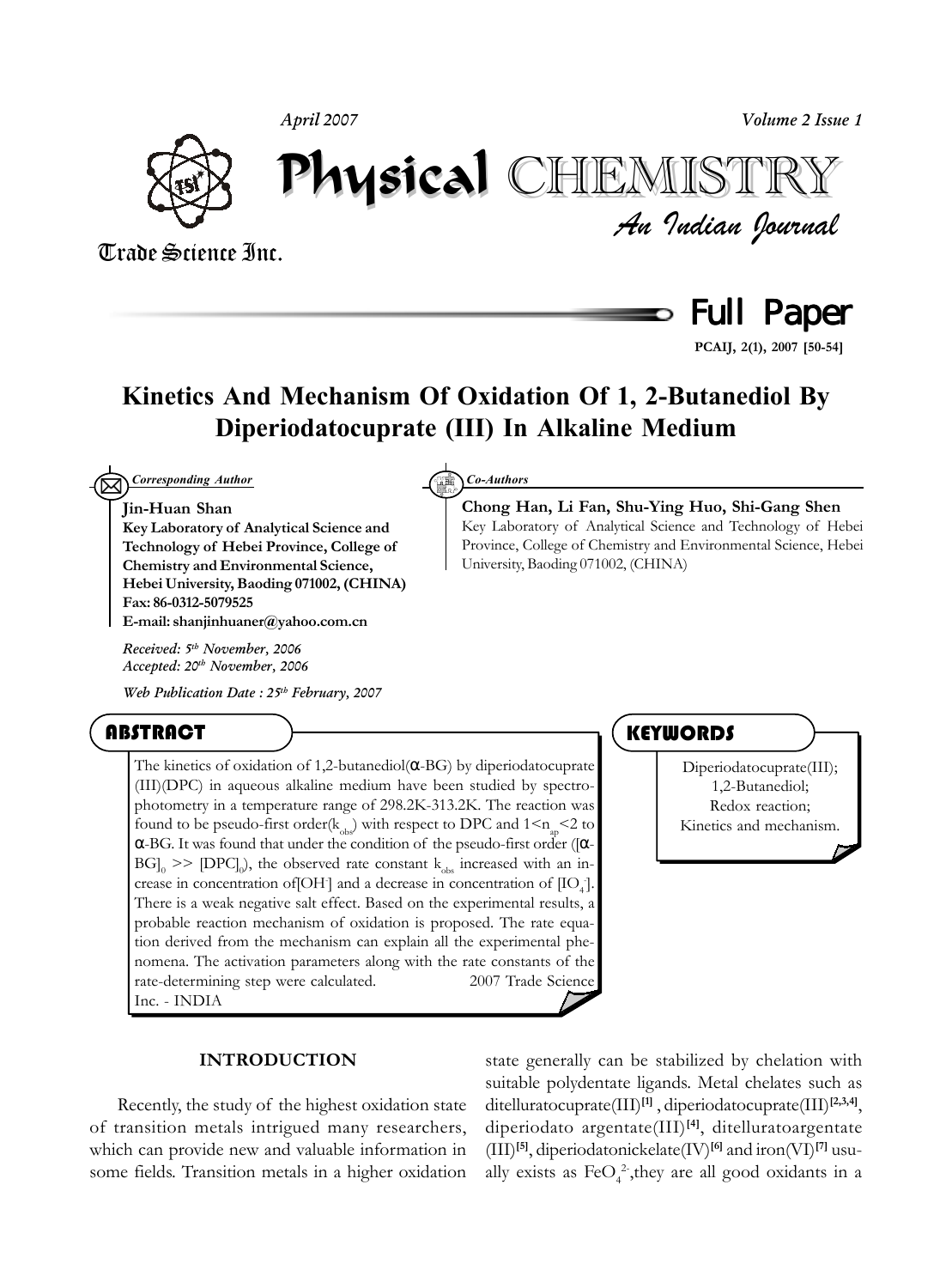# Kinetics And Mechanism Of Oxidation Of 1, 2-Butanediol By Diperiodatocuprate (III) In Alkaline Medium

*Corresponding Author*

**Jin-Huan Shan**
**Key Laboratory of Analytical Science and Technology of Hebei Province, College of Chemistry and Environmental Science, Hebei University, Baoding 071002, (CHINA)**
**Fax: 86-0312-5079525**
**E-mail: shanjinhuaner@yahoo.com.cn**

*Received: 5th November, 2006*
*Accepted: 20th November, 2006*

*Web Publication Date : 25th February, 2007*

*Co-Authors*

**Chong Han, Li Fan, Shu-Ying Huo, Shi-Gang Shen**
Key Laboratory of Analytical Science and Technology of Hebei Province, College of Chemistry and Environmental Science, Hebei University, Baoding 071002, (CHINA)

## ABSTRACT

The kinetics of oxidation of 1,2-butanediol(α-BG) by diperiodatocuprate (III)(DPC) in aqueous alkaline medium have been studied by spectrophotometry in a temperature range of 298.2K-313.2K. The reaction was found to be pseudo-first order($k_{obs}$) with respect to DPC and $1<n_{ap}<2$ to α-BG. It was found that under the condition of the pseudo-first order ($[\alpha\text{-BG}]_0 >> [DPC]_0$), the observed rate constant $k_{obs}$ increased with an increase in concentration of$[OH^-]$ and a decrease in concentration of $[IO_4^-]$. There is a weak negative salt effect. Based on the experimental results, a probable reaction mechanism of oxidation is proposed. The rate equation derived from the mechanism can explain all the experimental phenomena. The activation parameters along with the rate constants of the rate-determining step were calculated. 2007 Trade Science Inc. - INDIA

## KEYWORDS

Diperiodatocuprate(III);
1,2-Butanediol;
Redox reaction;
Kinetics and mechanism.

## INTRODUCTION

Recently, the study of the highest oxidation state of transition metals intrigued many researchers, which can provide new and valuable information in some fields. Transition metals in a higher oxidation state generally can be stabilized by chelation with suitable polydentate ligands. Metal chelates such as ditelluratocuprate(III)[1] , diperiodatocuprate(III)[2,3,4], diperiodato argentate(III)[4], ditelluratoargentate (III)[5], diperiodatonickelate(IV)[6] and iron(VI)[7] usually exists as $FeO_4^{2-}$,they are all good oxidants in a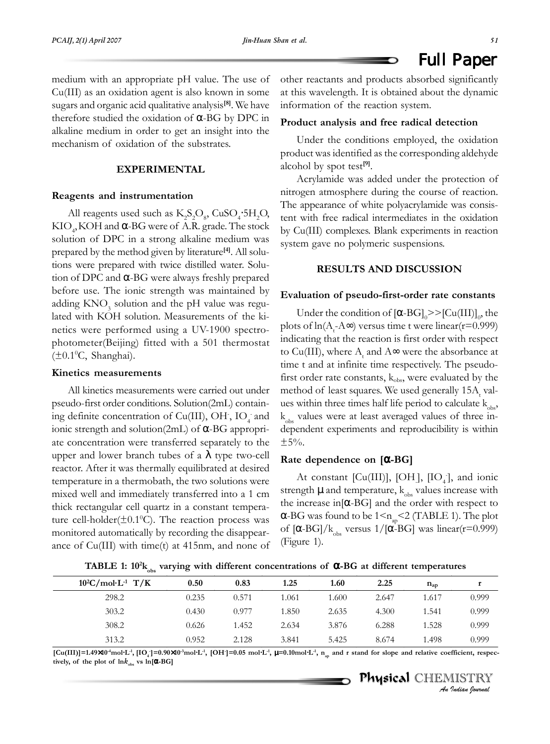medium with an appropriate pH value. The use of Cu(III) as an oxidation agent is also known in some sugars and organic acid qualitative analysis[8]. We have therefore studied the oxidation of α-BG by DPC in alkaline medium in order to get an insight into the mechanism of oxidation of the substrates.

## EXPERIMENTAL

### Reagents and instrumentation

All reagents used such as $K_2S_2O_8$, $CuSO_4 \cdot 5H_2O$, $KIO_4$, KOH and α-BG were of A.R. grade. The stock solution of DPC in a strong alkaline medium was prepared by the method given by literature[4]. All solutions were prepared with twice distilled water. Solution of DPC and α-BG were always freshly prepared before use. The ionic strength was maintained by adding $KNO_3$ solution and the pH value was regulated with KOH solution. Measurements of the kinetics were performed using a UV-1900 spectrophotometer(Beijing) fitted with a 501 thermostat ($\pm 0.1^0$C, Shanghai).

### Kinetics measurements

All kinetics measurements were carried out under pseudo-first order conditions. Solution(2mL) containing definite concentration of Cu(III), $OH^-$, $IO_4^-$ and ionic strength and solution(2mL) of α-BG appropriate concentration were transferred separately to the upper and lower branch tubes of a λ type two-cell reactor. After it was thermally equilibrated at desired temperature in a thermobath, the two solutions were mixed well and immediately transferred into a 1 cm thick rectangular cell quartz in a constant temperature cell-holder($\pm 0.1^0$C). The reaction process was monitored automatically by recording the disappearance of Cu(III) with time(t) at 415nm, and none of other reactants and products absorbed significantly at this wavelength. It is obtained about the dynamic information of the reaction system.

### Product analysis and free radical detection

Under the conditions employed, the oxidation product was identified as the corresponding aldehyde alcohol by spot test[9].

Acrylamide was added under the protection of nitrogen atmosphere during the course of reaction. The appearance of white polyacrylamide was consistent with free radical intermediates in the oxidation by Cu(III) complexes. Blank experiments in reaction system gave no polymeric suspensions.

## RESULTS AND DISCUSSION

### Evaluation of pseudo-first-order rate constants

Under the condition of $[\alpha\text{-BG}]_0 >> [Cu(III)]_0$, the plots of $\ln(A_t - A_\infty)$ versus time t were linear(r=0.999) indicating that the reaction is first order with respect to Cu(III), where $A_t$ and $A_\infty$ were the absorbance at time t and at infinite time respectively. The pseudo-first order rate constants, $k_{obs}$, were evaluated by the method of least squares. We used generally 15$A_t$ values within three times half life period to calculate $k_{obs}$, $k_{obs}$ values were at least averaged values of three independent experiments and reproducibility is within ±5%.

### Rate dependence on [α-BG]

At constant [Cu(III)], [$OH^-$], [$IO_4^-$], and ionic strength μ and temperature, $k_{obs}$ values increase with the increase in[α-BG] and the order with respect to α-BG was found to be $1 < n_{ap} < 2$ (TABLE 1). The plot of [α-BG]/$k_{obs}$ versus 1/[α-BG] was linear(r=0.999) (Figure 1).

**TABLE 1: $10^2 k_{obs}$ varying with different concentrations of α-BG at different temperatures**

| $10^2$C/mol·L$^{-1}$ T/K | 0.50 | 0.83 | 1.25 | 1.60 | 2.25 | $n_{ap}$ | r |
|---|---|---|---|---|---|---|---|
| 298.2 | 0.235 | 0.571 | 1.061 | 1.600 | 2.647 | 1.617 | 0.999 |
| 303.2 | 0.430 | 0.977 | 1.850 | 2.635 | 4.300 | 1.541 | 0.999 |
| 308.2 | 0.626 | 1.452 | 2.634 | 3.876 | 6.288 | 1.528 | 0.999 |
| 313.2 | 0.952 | 2.128 | 3.841 | 5.425 | 8.674 | 1.498 | 0.999 |

[Cu(III)]=$1.49\times10^{-4}$mol·L$^{-1}$, [$IO_4^-$]=$0.90\times10^{-3}$mol·L$^{-1}$, [$OH^-$]=0.05 mol·L$^{-1}$, μ=0.10mol·L$^{-1}$, $n_{ap}$ and r stand for slope and relative coefficient, respectively, of the plot of $\ln k_{obs}$ vs ln[α-BG]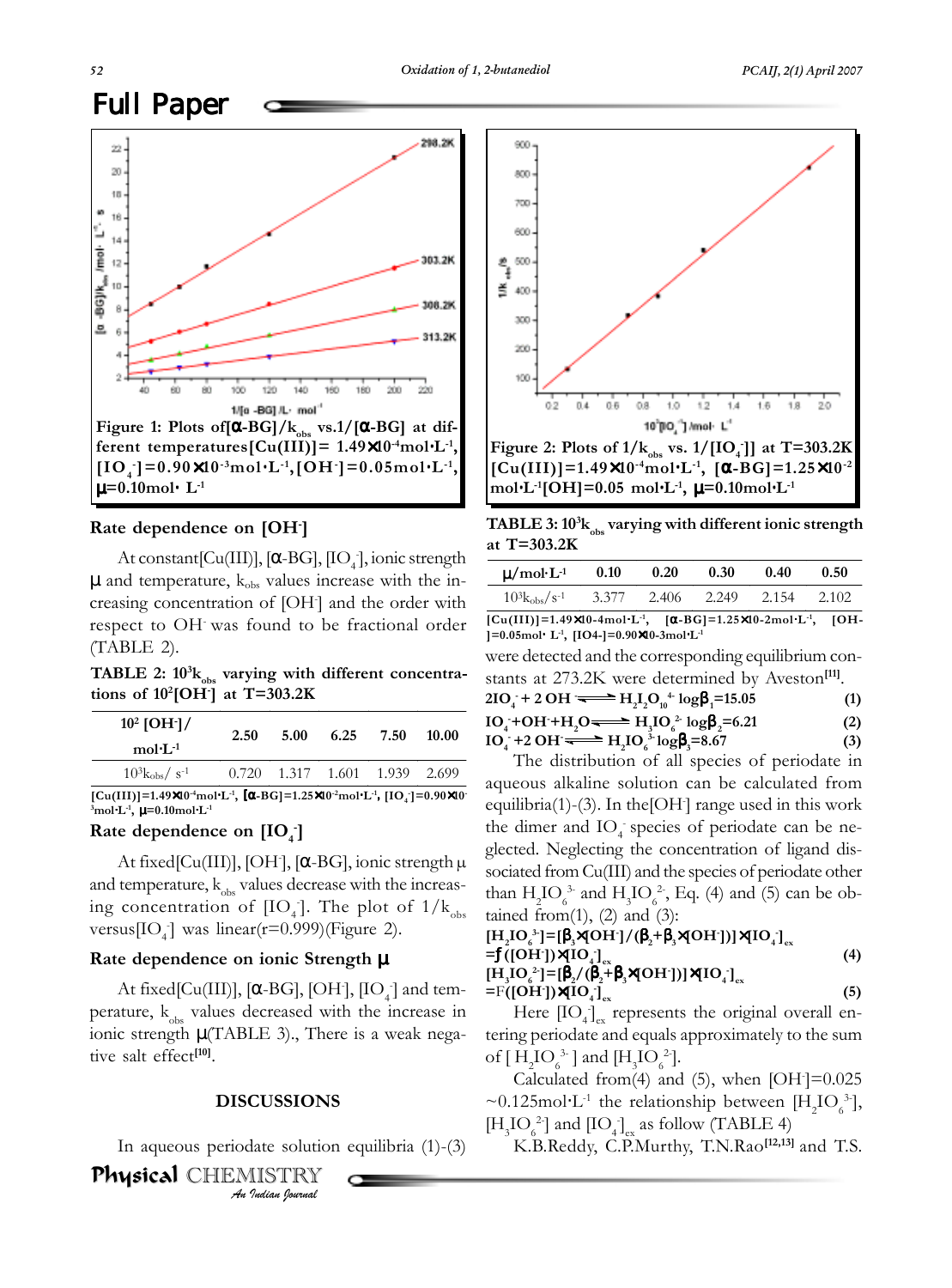Figure 1: Plots of[α-BG]/$k_{obs}$ vs.1/[α-BG] at different temperatures[Cu(III)]= $1.49\times10^{-4}$mol·L$^{-1}$, $[IO_4^-]=0.90\times10^{-3}$mol·L$^{-1}$,$[OH^-]$=0.05mol·L$^{-1}$, μ=0.10mol· L$^{-1}$

Figure 2: Plots of 1/$k_{obs}$ vs. 1/$[IO_4^-]$ at T=303.2K [Cu(III)]=$1.49\times10^{-4}$mol·L$^{-1}$, [α-BG]=$1.25\times10^{-2}$ mol·L$^{-1}$$[OH^-]$=0.05 mol·L$^{-1}$, μ=0.10mol·L$^{-1}$

### Rate dependence on $[OH^-]$

At constant[Cu(III)], [α-BG], $[IO_4^-]$, ionic strength μ and temperature, $k_{obs}$ values increase with the increasing concentration of $[OH^-]$ and the order with respect to $OH^-$ was found to be fractional order (TABLE 2).

**TABLE 2: $10^3k_{obs}$ varying with different concentrations of $10^2[OH^-]$ at T=303.2K**

| $10^2$ $[OH^-]$/ mol·L$^{-1}$ | 2.50 | 5.00 | 6.25 | 7.50 | 10.00 |
|---|---|---|---|---|---|
| $10^3k_{obs}$/ s$^{-1}$ | 0.720 | 1.317 | 1.601 | 1.939 | 2.699 |

[Cu(III)]=$1.49\times10^{-4}$mol·L$^{-1}$, [α-BG]=$1.25\times10^{-2}$mol·L$^{-1}$, $[IO_4^-]=0.90\times10^{-3}$mol·L$^{-1}$, μ=0.10mol·L$^{-1}$

### Rate dependence on $[IO_4^-]$

At fixed[Cu(III)], $[OH^-]$, [α-BG], ionic strength μ and temperature, $k_{obs}$ values decrease with the increasing concentration of $[IO_4^-]$. The plot of $1/k_{obs}$ versus$[IO_4^-]$ was linear(r=0.999)(Figure 2).

### Rate dependence on ionic Strength μ

At fixed[Cu(III)], [α-BG], $[OH^-]$, $[IO_4^-]$ and temperature, $k_{obs}$ values decreased with the increase in ionic strength μ(TABLE 3)., There is a weak negative salt effect[10].

## DISCUSSIONS

In aqueous periodate solution equilibria (1)-(3)

**TABLE 3: $10^3k_{obs}$ varying with different ionic strength at T=303.2K**

| μ/mol·L$^{-1}$ | 0.10 | 0.20 | 0.30 | 0.40 | 0.50 |
|---|---|---|---|---|---|
| $10^3k_{obs}$/s$^{-1}$ | 3.377 | 2.406 | 2.249 | 2.154 | 2.102 |

[Cu(III)]=$1.49\times10^{-4}$mol·L$^{-1}$, [α-BG]=$1.25\times10^{-2}$mol·L$^{-1}$, $[OH^-]$=0.05mol· L$^{-1}$, $[IO_4^-]=0.90\times10^{-3}$mol·L$^{-1}$

were detected and the corresponding equilibrium constants at 273.2K were determined by Aveston[11].

$$2IO_4^- + 2OH^- \rightleftharpoons H_2I_2O_{10}^{4-} \quad \log\beta_1=15.05 \qquad (1)$$

$$IO_4^- + OH^- + H_2O \rightleftharpoons H_3IO_6^{2-} \quad \log\beta_2=6.21 \qquad (2)$$

$$IO_4^- + 2OH^- \rightleftharpoons H_2IO_6^{3-} \quad \log\beta_3=8.67 \qquad (3)$$

The distribution of all species of periodate in aqueous alkaline solution can be calculated from equilibria(1)-(3). In the$[OH^-]$ range used in this work the dimer and $IO_4^-$ species of periodate can be neglected. Neglecting the concentration of ligand dissociated from Cu(III) and the species of periodate other than $H_2IO_6^{3-}$ and $H_3IO_6^{2-}$, Eq. (4) and (5) can be obtained from(1), (2) and (3):

$$[H_2IO_6^{3-}]=[\beta_3\times[OH^-]/(\beta_2+\beta_3\times[OH^-])]\times[IO_4^-]_{ex} = f([OH^-])\times[IO_4^-]_{ex} \qquad (4)$$

$$[H_3IO_6^{2-}]=[\beta_2/(\beta_2+\beta_3\times[OH^-])]\times[IO_4^-]_{ex} = F([OH^-])\times[IO_4^-]_{ex} \qquad (5)$$

Here $[IO_4^-]_{ex}$ represents the original overall entering periodate and equals approximately to the sum of $[H_2IO_6^{3-}]$ and $[H_3IO_6^{2-}]$.

Calculated from(4) and (5), when $[OH^-]$=0.025 ~0.125mol·L$^{-1}$ the relationship between $[H_2IO_6^{3-}]$, $[H_3IO_6^{2-}]$ and $[IO_4^-]_{ex}$ as follow (TABLE 4)

K.B.Reddy, C.P.Murthy, T.N.Rao[12,13] and T.S.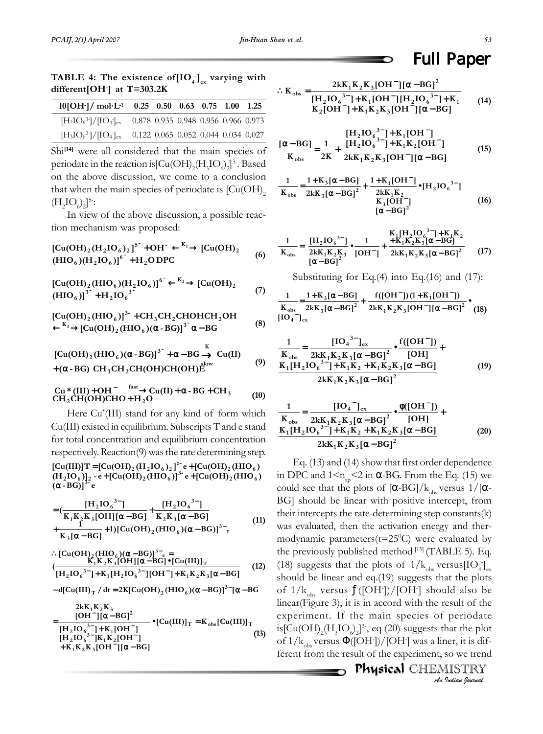**TABLE 4: The existence of $[IO_4^-]_{ex}$ varying with different $[OH^-]$ at T=303.2K**

| $10[OH^-]$/ mol·L$^{-1}$ | 0.25 | 0.50 | 0.63 | 0.75 | 1.00 | 1.25 |
|---|---|---|---|---|---|---|
| $[H_2IO_6^{3-}]/[IO_4^-]_{ex}$ | 0.878 | 0.935 | 0.948 | 0.956 | 0.966 | 0.973 |
| $[H_3IO_6^{2-}]/[IO_4^-]_{ex}$ | 0.122 | 0.065 | 0.052 | 0.044 | 0.034 | 0.027 |

Shi[14] were all considered that the main species of periodate in the reaction is $[Cu(OH)_2(H_3IO_6)_2]^{3-}$. Based on the above discussion, we come to a conclusion that when the main species of periodate is $[Cu(OH)_2(H_2IO_6)_2]^{5-}$:

In view of the above discussion, a possible reaction mechanism was proposed:

$$[Cu(OH)_2(H_2IO_6)_2]^{5-} + OH^- \xleftrightarrow{K_1} [Cu(OH)_2(HIO_6)(H_2IO_6)]^{6-} + H_2O \text{ DPC} \tag{6}$$

$$[Cu(OH)_2(HIO_6)(H_2IO_6)]^{6-} \xleftrightarrow{K_2} [Cu(OH)_2(HIO_6)]^{3-} + H_2IO_6^{3-} \tag{7}$$

$$[Cu(OH)_2(HIO_6)]^{3-} + CH_3CH_2CHOHCH_2OH \xleftrightarrow{K_3} [Cu(OH)_2(HIO_6)(\alpha\text{-}BG)]^{3-}\ \alpha-BG \tag{8}$$

$$[Cu(OH)_2(HIO_6)(\alpha\text{-}BG)]^{3-} + \alpha-BG \xrightarrow[slow]{K} Cu(II) + (\alpha\text{-}BG)\ CH_3CH_2CH(OH)CH(OH)E \tag{9}$$

$$Cu^*(III) + OH^- \xrightarrow{fast} Cu(II) + \alpha\text{-}BG + CH_3CH_2CH(OH)CHO + H_2O \tag{10}$$

Here Cu*(III) stand for any kind of form which Cu(III) existed in equilibrium. Subscripts T and e stand for total concentration and equilibrium concentration respectively. Reaction(9) was the rate determining step.

$$[Cu(III)]_T = [Cu(OH)_2(H_2IO_6)_2]^{5-}{}_e + [Cu(OH)_2(HIO_6)(H_2IO_6)]_2{}^{-}{}_e + [Cu(OH)_2(HIO_6)]^{3-}{}_e + [Cu(OH)_2(HIO_6)(\alpha\text{-}BG)]^{3-}{}_e$$

$$= \left(\frac{[H_2IO_6^{3-}]}{K_1K_2K_3[OH][\alpha-BG]} + \frac{[H_2IO_6^{3-}]}{K_2K_3[\alpha-BG]} + \frac{f}{K_3[\alpha-BG]} + 1\right)[Cu(OH)_2(HIO_6)(\alpha-BG)]^{3-}{}_e \tag{11}$$

$$\therefore [Cu(OH)_2(HIO_6)(\alpha-BG)]^{3-}{}_e = \left(\frac{K_1K_2K_3[OH][\alpha-BG]\cdot[Cu(III)]_T}{[H_2IO_6^{3-}] + K_1[H_2IO_6^{3-}][OH^-] + K_1K_2K_3[\alpha-BG]}\right) \tag{12}$$

$$-d[Cu(III)]_T/dt = 2K[Cu(OH)_2(HIO_6)(\alpha-BG)]^{3-}[\alpha-BG$$

$$= \frac{2kK_1K_2K_3[OH^-][\alpha-BG]^2}{[H_2IO_6^{3-}] + K_1[OH^-][H_2IO_6^{3-}]K_1K_2[OH^-] + K_1K_2K_3[OH^-][\alpha-BG]}\cdot[Cu(III)]_T = K_{obs}[Cu(III)]_T \tag{13}$$

$$\therefore K_{obs} = \frac{2kK_1K_2K_3[OH^-][\alpha-BG]^2}{[H_2IO_6^{3-}] + K_1[OH^-][H_2IO_6^{3-}] + K_1K_2[OH^-] + K_1K_2K_3[OH^-][\alpha-BG]} \tag{14}$$

$$\frac{[\alpha-BG]}{K_{obs}} = \frac{1}{2K} + \frac{[H_2IO_6^{3-}] + K_1[OH^-][H_2IO_6^{3-}] + K_1K_2[OH^-]}{2kK_1K_2K_3[OH^-][\alpha-BG]} \tag{15}$$

$$\frac{1}{K_{obs}} = \frac{1+K_3[\alpha-BG]}{2kK_3[\alpha-BG]^2} + \frac{1+K_1[OH^-]}{2kK_1K_2K_3[OH^-][\alpha-BG]^2}\cdot[H_2IO_6^{3-}] \tag{16}$$

$$\frac{1}{K_{obs}} = \frac{[H_2IO_6^{3-}]}{2kK_1K_2K_3[\alpha-BG]^2}\cdot\frac{1}{[OH^-]} + \frac{K_1[H_2IO_6^{3-}] + K_1K_2 + K_1K_2K_3[\alpha-BG]}{2kK_1K_2K_3[\alpha-BG]^2} \tag{17}$$

Substituting for Eq.(4) into Eq.(16) and (17):

$$\frac{1}{K_{obs}} = \frac{1+K_3[\alpha-BG]}{2kK_3[\alpha-BG]^2} + \frac{f([OH^-])(1+K_1[OH^-])}{2kK_1K_2K_3[OH^-][\alpha-BG]^2}\cdot[IO_4^-]_{ex} \tag{18}$$

$$\frac{1}{K_{obs}} = \frac{[IO_4^{3-}]_{ex}}{2kK_1K_2K_3[\alpha-BG]^2}\cdot\frac{f([OH^-])}{[OH]} + \frac{K_1[H_2IO_6^{3-}] + K_1K_2 + K_1K_2K_3[\alpha-BG]}{2kK_1K_2K_3[\alpha-BG]^2} \tag{19}$$

$$\frac{1}{K_{obs}} = \frac{[IO_4^-]_{ex}}{2kK_1K_2K_3[\alpha-BG]^2}\cdot\frac{\phi([OH^-])}{[OH]} + \frac{K_1[H_2IO_6^{3-}] + K_1K_2 + K_1K_2K_3[\alpha-BG]}{2kK_1K_2K_3[\alpha-BG]^2} \tag{20}$$

Eq. (13) and (14) show that first order dependence in DPC and $1<n_{ap}<2$ in α-BG. From the Eq. (15) we could see that the plots of $[\alpha\text{-}BG]/k_{obs}$ versus $1/[\alpha\text{-}BG]$ should be linear with positive intercept, from their intercepts the rate-determining step constants(k) was evaluated, then the activation energy and thermodynamic parameters(t=25°C) were evaluated by the previously published method [15] (TABLE 5). Eq. (18) suggests that the plots of $1/k_{obs}$ versus $[IO_4^-]_{ex}$ should be linear and eq.(19) suggests that the plots of $1/k_{obs}$ versus $f([OH^-])/[OH^-]$ should also be linear(Figure 3), it is in accord with the result of the experiment. If the main species of periodate is $[Cu(OH)_2(H_3IO_6)_2]^{3-}$, eq (20) suggests that the plot of $1/k_{obs}$ versus $\Phi([OH^-])/[OH^-]$ was a liner, it is different from the result of the experiment, so we trend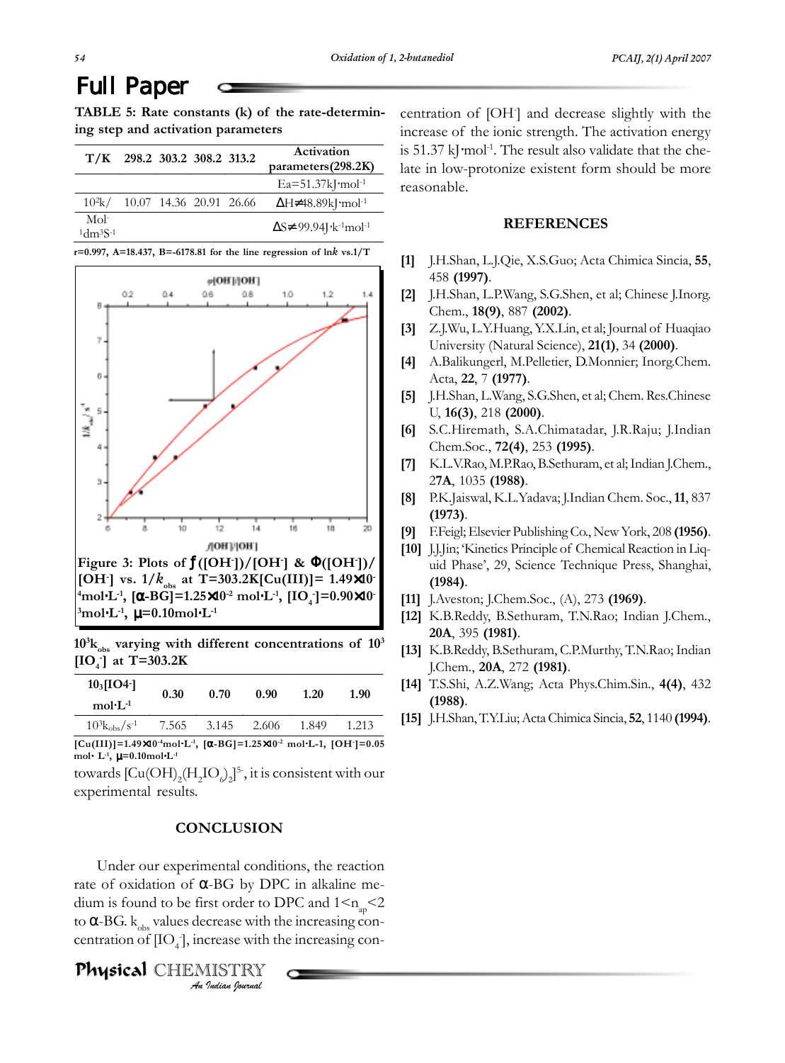**TABLE 5: Rate constants (k) of the rate-determining step and activation parameters**

| T/K | 298.2 | 303.2 | 308.2 | 313.2 | Activation parameters(298.2K) |
|---|---|---|---|---|---|
| | | | | | Ea=51.37kJ·mol$^{-1}$ |
| $10^2k$/ | 10.07 | 14.36 | 20.91 | 26.66 | ΔH≠48.89kJ·mol$^{-1}$ |
| Mol$^{-1}$dm$^3$S$^{-1}$ | | | | | ΔS≠99.94J·k$^{-1}$mol$^{-1}$ |

r=0.997, A=18.437, B=-6178.81 for the line regression of ln*k* vs.1/T

φ[OH]/[OH]

0.2 0.4 0.6 0.8 1.0 1.2 1.4

8 7 6 5 4 3 2

$1/k_{obs}/s^{-1}$

6 8 10 12 14 16 18 20

ƒ[OH]/[OH]

**Figure 3: Plots of ƒ([OH$^-$])/[OH$^-$] & Φ([OH$^-$])/[OH$^-$] vs. 1/$k_{obs}$ at T=303.2K[Cu(III)]= 1.49×10$^{-4}$mol·L$^{-1}$, [α-BG]=1.25×10$^{-2}$ mol·L$^{-1}$, [$IO_4^-$]=0.90×10$^{-3}$mol·L$^{-1}$, μ=0.10mol·L$^{-1}$**

**$10^3k_{obs}$ varying with different concentrations of $10^3$[$IO_4^-$] at T=303.2K**

| $10_3$[IO4$^-$] mol·L$^{-1}$ | 0.30 | 0.70 | 0.90 | 1.20 | 1.90 |
|---|---|---|---|---|---|
| $10^3k_{obs}/s^{-1}$ | 7.565 | 3.145 | 2.606 | 1.849 | 1.213 |

[Cu(III)]=1.49×10$^{-4}$mol·L$^{-1}$, [α-BG]=1.25×10$^{-2}$ mol·L-1, [OH$^-$]=0.05 mol· L$^{-1}$, μ=0.10mol·L$^{-1}$

towards $[Cu(OH)_2(H_2IO_6)_2]^{5-}$, it is consistent with our experimental results.

## CONCLUSION

Under our experimental conditions, the reaction rate of oxidation of α-BG by DPC in alkaline medium is found to be first order to DPC and $1<n_{ap}<2$ to α-BG. $k_{obs}$ values decrease with the increasing concentration of [$IO_4^-$], increase with the increasing concentration of [OH$^-$] and decrease slightly with the increase of the ionic strength. The activation energy is 51.37 kJ·mol$^{-1}$. The result also validate that the chelate in low-protonize existent form should be more reasonable.

## REFERENCES

**[1]** J.H.Shan, L.J.Qie, X.S.Guo; Acta Chimica Sincia, **55**, 458 **(1997)**.

**[2]** J.H.Shan, L.P.Wang, S.G.Shen, et al; Chinese J.Inorg. Chem., **18(9)**, 887 **(2002)**.

**[3]** Z.J.Wu, L.Y.Huang, Y.X.Lin, et al; Journal of Huaqiao University (Natural Science), **21(1)**, 34 **(2000)**.

**[4]** A.Balikungerl, M.Pelletier, D.Monnier; Inorg.Chem. Acta, **22**, 7 **(1977)**.

**[5]** J.H.Shan, L.Wang, S.G.Shen, et al; Chem. Res.Chinese U, **16(3)**, 218 **(2000)**.

**[6]** S.C.Hiremath, S.A.Chimatadar, J.R.Raju; J.Indian Chem.Soc., **72(4)**, 253 **(1995)**.

**[7]** K.L.V.Rao, M.P.Rao, B.Sethuram, et al; Indian J.Chem., **27A**, 1035 **(1988)**.

**[8]** P.K.Jaiswal, K.L.Yadava; J.Indian Chem. Soc., **11**, 837 **(1973)**.

**[9]** F.Feigl; Elsevier Publishing Co., New York, 208 **(1956)**.

**[10]** J.J.Jin; 'Kinetics Principle of Chemical Reaction in Liquid Phase', 29, Science Technique Press, Shanghai, **(1984)**.

**[11]** J.Aveston; J.Chem.Soc., (A), 273 **(1969)**.

**[12]** K.B.Reddy, B.Sethuram, T.N.Rao; Indian J.Chem., **20A**, 395 **(1981)**.

**[13]** K.B.Reddy, B.Sethuram, C.P.Murthy, T.N.Rao; Indian J.Chem., **20A**, 272 **(1981)**.

**[14]** T.S.Shi, A.Z.Wang; Acta Phys.Chim.Sin., **4(4)**, 432 **(1988)**.

**[15]** J.H.Shan, T.Y.Liu; Acta Chimica Sincia, **52**, 1140 **(1994)**.